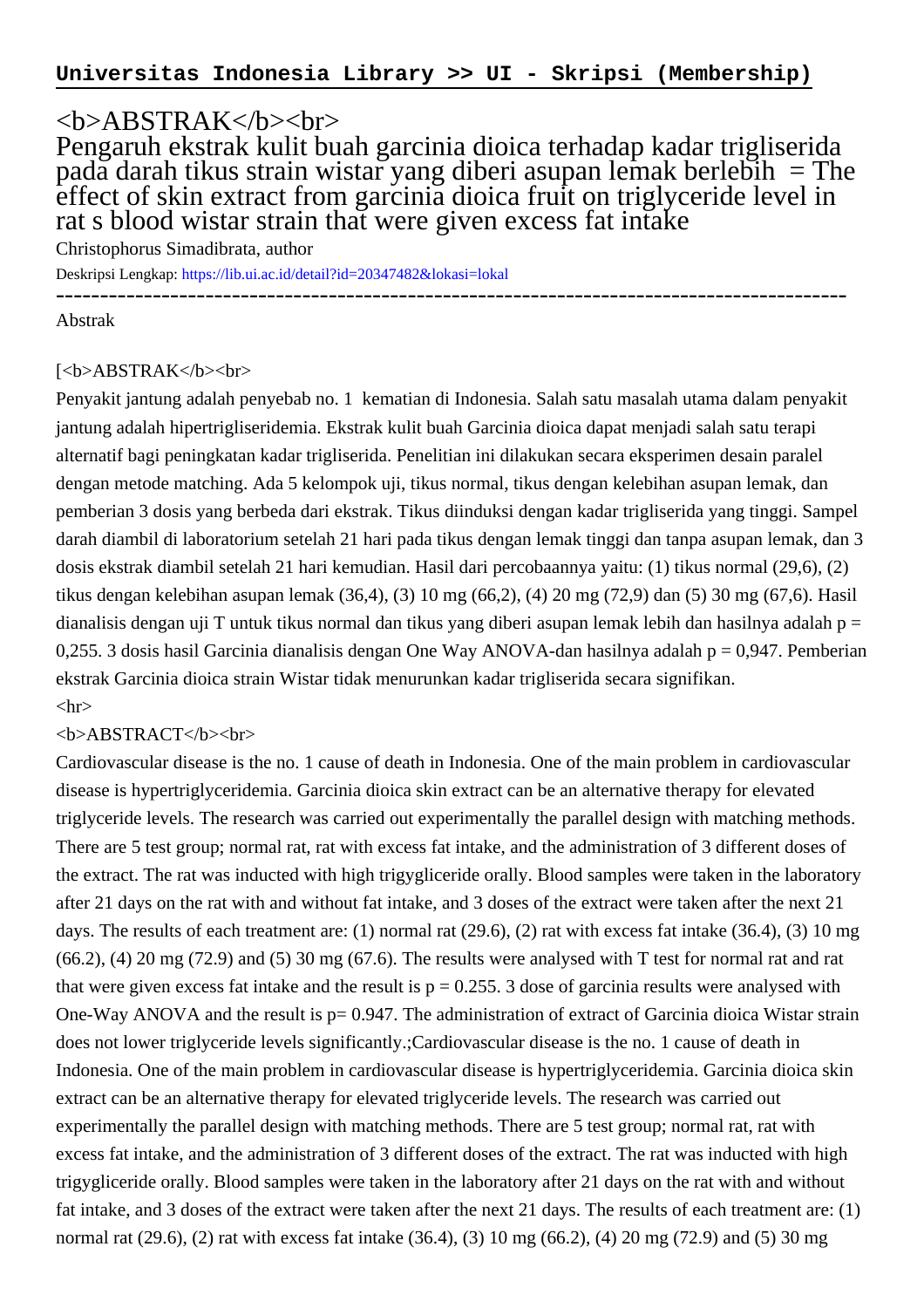**Universitas Indonesia Library >> UI - Skripsi (Membership)**

# <b>ABSTRAK</b><br>
# Pengaruh ekstrak kulit buah garcinia dioica terhadap kadar trigliserida pada darah tikus strain wistar yang diberi asupan lemak berlebih = The effect of skin extract from garcinia dioica fruit on triglyceride level in rat s blood wistar strain that were given excess fat intake

Christophorus Simadibrata, author

Deskripsi Lengkap: https://lib.ui.ac.id/detail?id=20347482&lokasi=lokal

------------------------------------------------------------------------------------------

Abstrak

[<b>ABSTRAK</b><br>

Penyakit jantung adalah penyebab no. 1 kematian di Indonesia. Salah satu masalah utama dalam penyakit jantung adalah hipertrigliseridemia. Ekstrak kulit buah Garcinia dioica dapat menjadi salah satu terapi alternatif bagi peningkatan kadar trigliserida. Penelitian ini dilakukan secara eksperimen desain paralel dengan metode matching. Ada 5 kelompok uji, tikus normal, tikus dengan kelebihan asupan lemak, dan pemberian 3 dosis yang berbeda dari ekstrak. Tikus diinduksi dengan kadar trigliserida yang tinggi. Sampel darah diambil di laboratorium setelah 21 hari pada tikus dengan lemak tinggi dan tanpa asupan lemak, dan 3 dosis ekstrak diambil setelah 21 hari kemudian. Hasil dari percobaannya yaitu: (1) tikus normal (29,6), (2) tikus dengan kelebihan asupan lemak (36,4), (3) 10 mg (66,2), (4) 20 mg (72,9) dan (5) 30 mg (67,6). Hasil dianalisis dengan uji T untuk tikus normal dan tikus yang diberi asupan lemak lebih dan hasilnya adalah p = 0,255. 3 dosis hasil Garcinia dianalisis dengan One Way ANOVA-dan hasilnya adalah p = 0,947. Pemberian ekstrak Garcinia dioica strain Wistar tidak menurunkan kadar trigliserida secara signifikan.

<hr>

<b>ABSTRACT</b><br>

Cardiovascular disease is the no. 1 cause of death in Indonesia. One of the main problem in cardiovascular disease is hypertriglyceridemia. Garcinia dioica skin extract can be an alternative therapy for elevated triglyceride levels. The research was carried out experimentally the parallel design with matching methods. There are 5 test group; normal rat, rat with excess fat intake, and the administration of 3 different doses of the extract. The rat was inducted with high trigygliceride orally. Blood samples were taken in the laboratory after 21 days on the rat with and without fat intake, and 3 doses of the extract were taken after the next 21 days. The results of each treatment are: (1) normal rat (29.6), (2) rat with excess fat intake (36.4), (3) 10 mg (66.2), (4) 20 mg (72.9) and (5) 30 mg (67.6). The results were analysed with T test for normal rat and rat that were given excess fat intake and the result is p = 0.255. 3 dose of garcinia results were analysed with One-Way ANOVA and the result is p= 0.947. The administration of extract of Garcinia dioica Wistar strain does not lower triglyceride levels significantly.;Cardiovascular disease is the no. 1 cause of death in Indonesia. One of the main problem in cardiovascular disease is hypertriglyceridemia. Garcinia dioica skin extract can be an alternative therapy for elevated triglyceride levels. The research was carried out experimentally the parallel design with matching methods. There are 5 test group; normal rat, rat with excess fat intake, and the administration of 3 different doses of the extract. The rat was inducted with high trigygliceride orally. Blood samples were taken in the laboratory after 21 days on the rat with and without fat intake, and 3 doses of the extract were taken after the next 21 days. The results of each treatment are: (1) normal rat (29.6), (2) rat with excess fat intake (36.4), (3) 10 mg (66.2), (4) 20 mg (72.9) and (5) 30 mg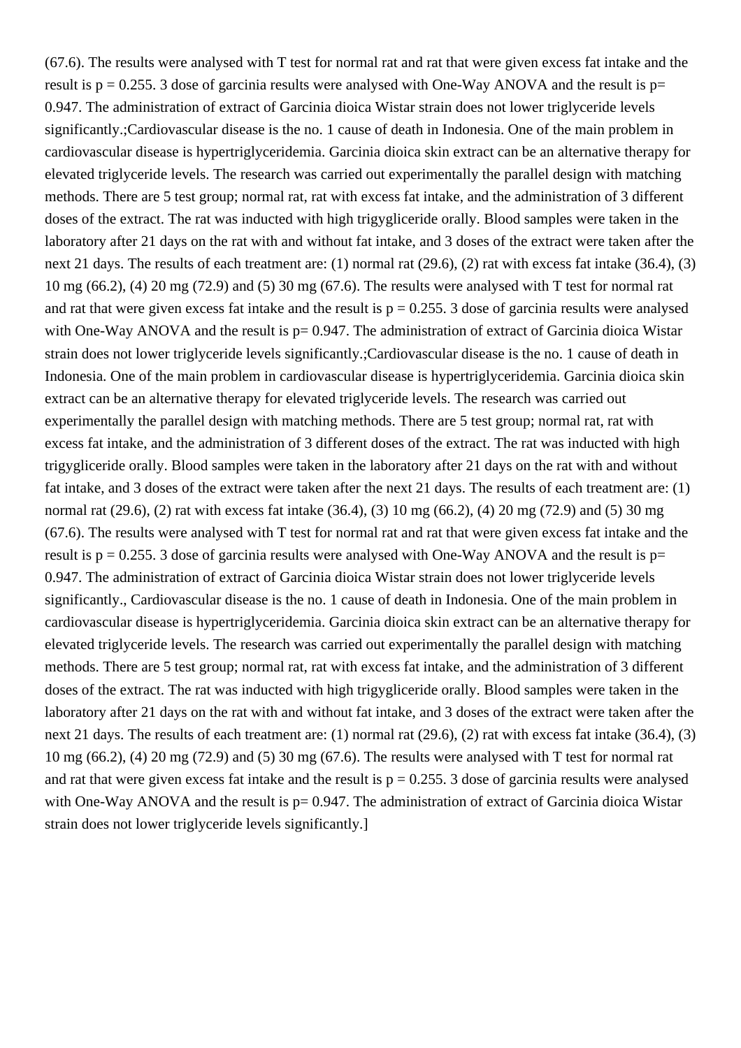(67.6). The results were analysed with T test for normal rat and rat that were given excess fat intake and the result is p = 0.255. 3 dose of garcinia results were analysed with One-Way ANOVA and the result is p= 0.947. The administration of extract of Garcinia dioica Wistar strain does not lower triglyceride levels significantly.;Cardiovascular disease is the no. 1 cause of death in Indonesia. One of the main problem in cardiovascular disease is hypertriglyceridemia. Garcinia dioica skin extract can be an alternative therapy for elevated triglyceride levels. The research was carried out experimentally the parallel design with matching methods. There are 5 test group; normal rat, rat with excess fat intake, and the administration of 3 different doses of the extract. The rat was inducted with high trigygliceride orally. Blood samples were taken in the laboratory after 21 days on the rat with and without fat intake, and 3 doses of the extract were taken after the next 21 days. The results of each treatment are: (1) normal rat (29.6), (2) rat with excess fat intake (36.4), (3) 10 mg (66.2), (4) 20 mg (72.9) and (5) 30 mg (67.6). The results were analysed with T test for normal rat and rat that were given excess fat intake and the result is p = 0.255. 3 dose of garcinia results were analysed with One-Way ANOVA and the result is p= 0.947. The administration of extract of Garcinia dioica Wistar strain does not lower triglyceride levels significantly.;Cardiovascular disease is the no. 1 cause of death in Indonesia. One of the main problem in cardiovascular disease is hypertriglyceridemia. Garcinia dioica skin extract can be an alternative therapy for elevated triglyceride levels. The research was carried out experimentally the parallel design with matching methods. There are 5 test group; normal rat, rat with excess fat intake, and the administration of 3 different doses of the extract. The rat was inducted with high trigygliceride orally. Blood samples were taken in the laboratory after 21 days on the rat with and without fat intake, and 3 doses of the extract were taken after the next 21 days. The results of each treatment are: (1) normal rat (29.6), (2) rat with excess fat intake (36.4), (3) 10 mg (66.2), (4) 20 mg (72.9) and (5) 30 mg (67.6). The results were analysed with T test for normal rat and rat that were given excess fat intake and the result is p = 0.255. 3 dose of garcinia results were analysed with One-Way ANOVA and the result is p= 0.947. The administration of extract of Garcinia dioica Wistar strain does not lower triglyceride levels significantly., Cardiovascular disease is the no. 1 cause of death in Indonesia. One of the main problem in cardiovascular disease is hypertriglyceridemia. Garcinia dioica skin extract can be an alternative therapy for elevated triglyceride levels. The research was carried out experimentally the parallel design with matching methods. There are 5 test group; normal rat, rat with excess fat intake, and the administration of 3 different doses of the extract. The rat was inducted with high trigygliceride orally. Blood samples were taken in the laboratory after 21 days on the rat with and without fat intake, and 3 doses of the extract were taken after the next 21 days. The results of each treatment are: (1) normal rat (29.6), (2) rat with excess fat intake (36.4), (3) 10 mg (66.2), (4) 20 mg (72.9) and (5) 30 mg (67.6). The results were analysed with T test for normal rat and rat that were given excess fat intake and the result is p = 0.255. 3 dose of garcinia results were analysed with One-Way ANOVA and the result is p= 0.947. The administration of extract of Garcinia dioica Wistar strain does not lower triglyceride levels significantly.]